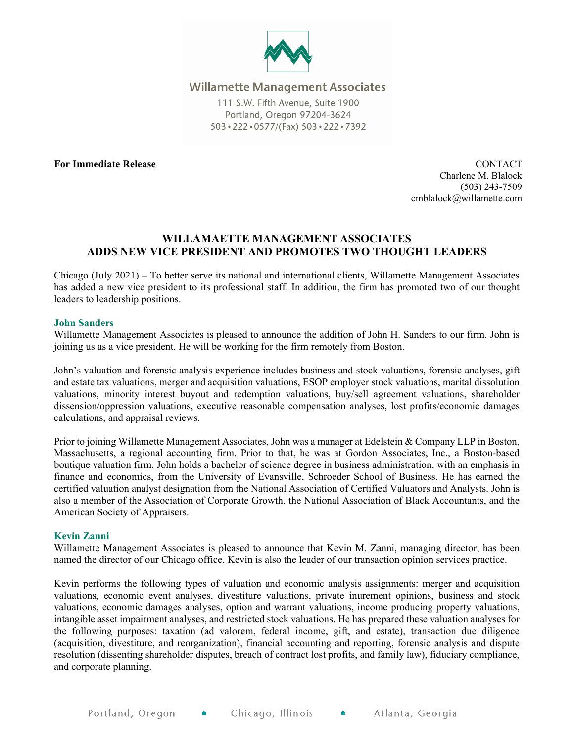Willamette Management Associates

111 S.W. Fifth Avenue, Suite 1900
Portland, Oregon 97204-3624
503•222•0577/(Fax) 503•222•7392

**For Immediate Release**

CONTACT
Charlene M. Blalock
(503) 243-7509
cmblalock@willamette.com

# WILLAMAETTE MANAGEMENT ASSOCIATES ADDS NEW VICE PRESIDENT AND PROMOTES TWO THOUGHT LEADERS

Chicago (July 2021) – To better serve its national and international clients, Willamette Management Associates has added a new vice president to its professional staff. In addition, the firm has promoted two of our thought leaders to leadership positions.

## John Sanders

Willamette Management Associates is pleased to announce the addition of John H. Sanders to our firm. John is joining us as a vice president. He will be working for the firm remotely from Boston.

John's valuation and forensic analysis experience includes business and stock valuations, forensic analyses, gift and estate tax valuations, merger and acquisition valuations, ESOP employer stock valuations, marital dissolution valuations, minority interest buyout and redemption valuations, buy/sell agreement valuations, shareholder dissension/oppression valuations, executive reasonable compensation analyses, lost profits/economic damages calculations, and appraisal reviews.

Prior to joining Willamette Management Associates, John was a manager at Edelstein & Company LLP in Boston, Massachusetts, a regional accounting firm. Prior to that, he was at Gordon Associates, Inc., a Boston-based boutique valuation firm. John holds a bachelor of science degree in business administration, with an emphasis in finance and economics, from the University of Evansville, Schroeder School of Business. He has earned the certified valuation analyst designation from the National Association of Certified Valuators and Analysts. John is also a member of the Association of Corporate Growth, the National Association of Black Accountants, and the American Society of Appraisers.

## Kevin Zanni

Willamette Management Associates is pleased to announce that Kevin M. Zanni, managing director, has been named the director of our Chicago office. Kevin is also the leader of our transaction opinion services practice.

Kevin performs the following types of valuation and economic analysis assignments: merger and acquisition valuations, economic event analyses, divestiture valuations, private inurement opinions, business and stock valuations, economic damages analyses, option and warrant valuations, income producing property valuations, intangible asset impairment analyses, and restricted stock valuations. He has prepared these valuation analyses for the following purposes: taxation (ad valorem, federal income, gift, and estate), transaction due diligence (acquisition, divestiture, and reorganization), financial accounting and reporting, forensic analysis and dispute resolution (dissenting shareholder disputes, breach of contract lost profits, and family law), fiduciary compliance, and corporate planning.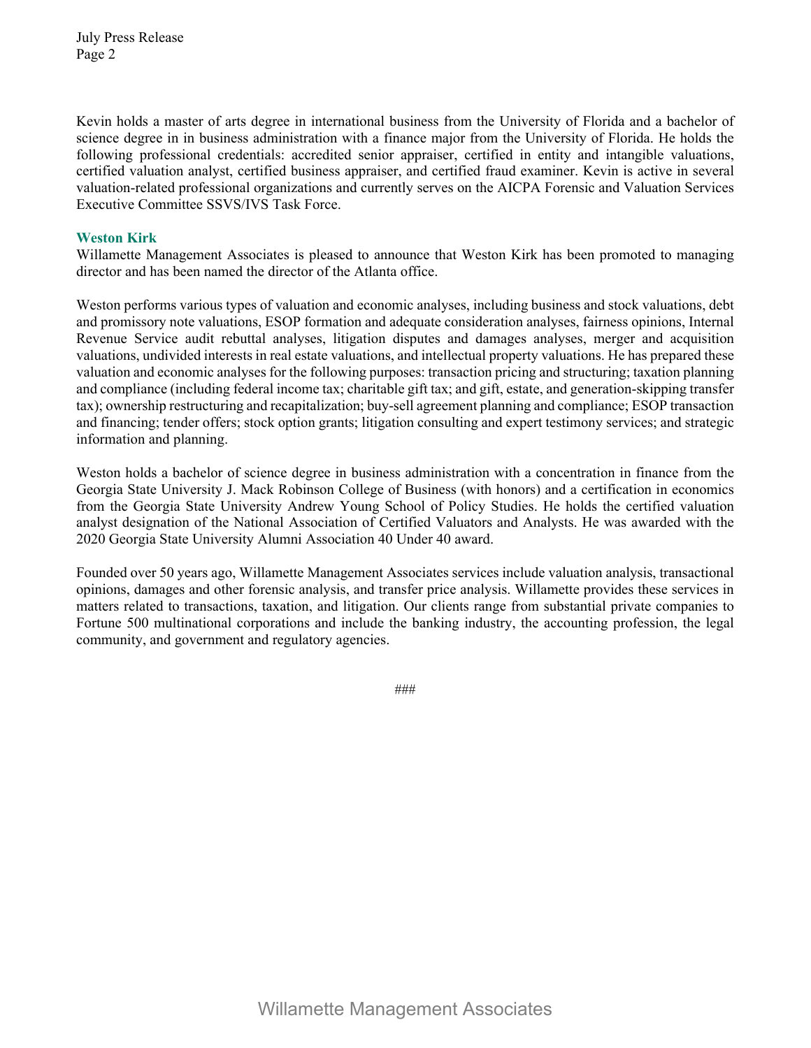Kevin holds a master of arts degree in international business from the University of Florida and a bachelor of science degree in in business administration with a finance major from the University of Florida. He holds the following professional credentials: accredited senior appraiser, certified in entity and intangible valuations, certified valuation analyst, certified business appraiser, and certified fraud examiner. Kevin is active in several valuation-related professional organizations and currently serves on the AICPA Forensic and Valuation Services Executive Committee SSVS/IVS Task Force.

**Weston Kirk**

Willamette Management Associates is pleased to announce that Weston Kirk has been promoted to managing director and has been named the director of the Atlanta office.

Weston performs various types of valuation and economic analyses, including business and stock valuations, debt and promissory note valuations, ESOP formation and adequate consideration analyses, fairness opinions, Internal Revenue Service audit rebuttal analyses, litigation disputes and damages analyses, merger and acquisition valuations, undivided interests in real estate valuations, and intellectual property valuations. He has prepared these valuation and economic analyses for the following purposes: transaction pricing and structuring; taxation planning and compliance (including federal income tax; charitable gift tax; and gift, estate, and generation-skipping transfer tax); ownership restructuring and recapitalization; buy-sell agreement planning and compliance; ESOP transaction and financing; tender offers; stock option grants; litigation consulting and expert testimony services; and strategic information and planning.

Weston holds a bachelor of science degree in business administration with a concentration in finance from the Georgia State University J. Mack Robinson College of Business (with honors) and a certification in economics from the Georgia State University Andrew Young School of Policy Studies. He holds the certified valuation analyst designation of the National Association of Certified Valuators and Analysts. He was awarded with the 2020 Georgia State University Alumni Association 40 Under 40 award.

Founded over 50 years ago, Willamette Management Associates services include valuation analysis, transactional opinions, damages and other forensic analysis, and transfer price analysis. Willamette provides these services in matters related to transactions, taxation, and litigation. Our clients range from substantial private companies to Fortune 500 multinational corporations and include the banking industry, the accounting profession, the legal community, and government and regulatory agencies.

###